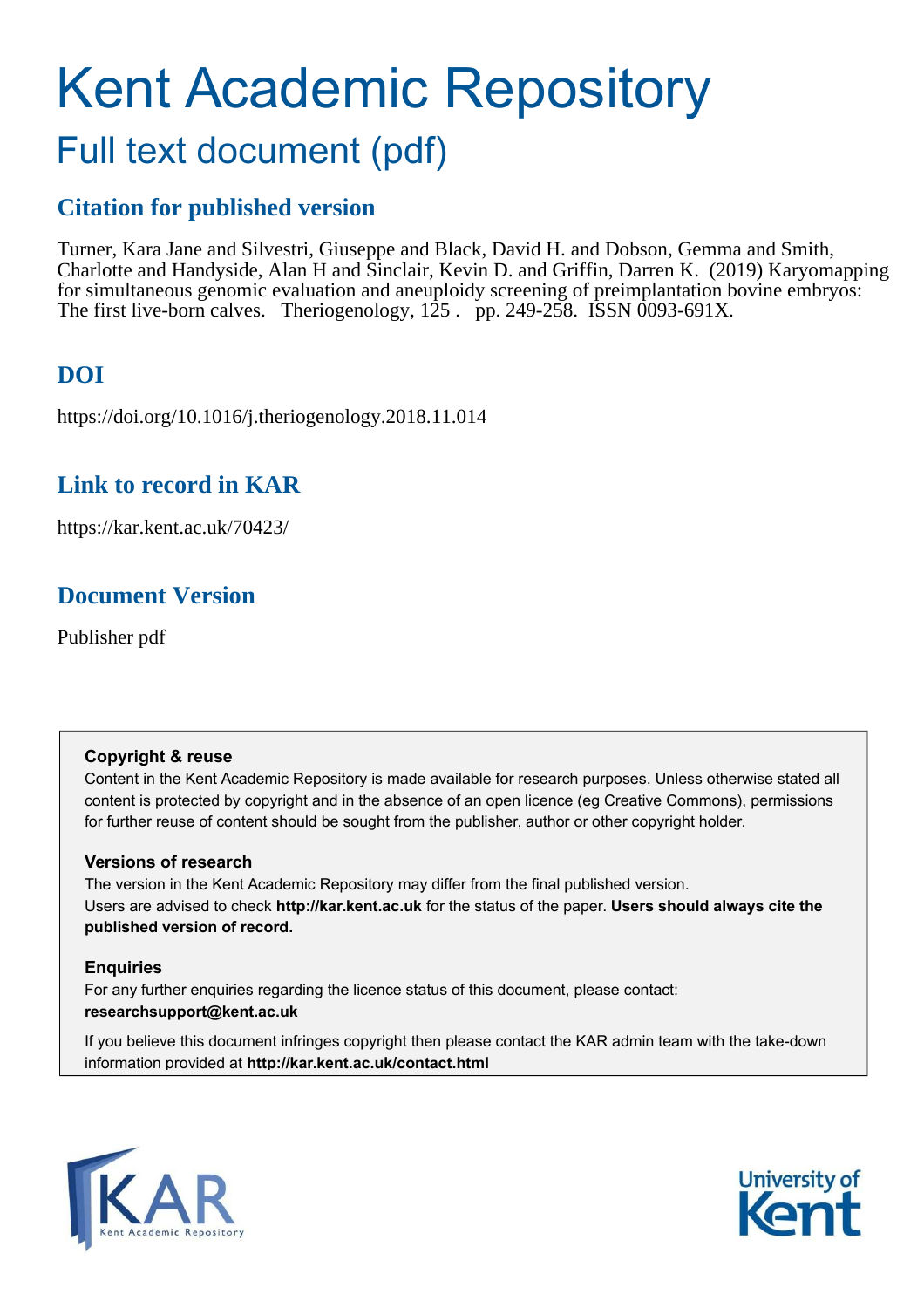# Kent Academic Repository

## Full text document (pdf)

### Citation for published version

Turner, Kara Jane and Silvestri, Giuseppe and Black, David H. and Dobson, Gemma and Smith, Charlotte and Handyside, Alan H and Sinclair, Kevin D. and Griffin, Darren K. (2019) Karyomapping for simultaneous genomic evaluation and aneuploidy screening of preimplantation bovine embryos: The first live-born calves. Theriogenology, 125 . pp. 249-258. ISSN 0093-691X.

### DOI

https://doi.org/10.1016/j.theriogenology.2018.11.014

### Link to record in KAR

https://kar.kent.ac.uk/70423/

### Document Version

Publisher pdf

**Copyright & reuse**

Content in the Kent Academic Repository is made available for research purposes. Unless otherwise stated all content is protected by copyright and in the absence of an open licence (eg Creative Commons), permissions for further reuse of content should be sought from the publisher, author or other copyright holder.

**Versions of research**

The version in the Kent Academic Repository may differ from the final published version. Users are advised to check **http://kar.kent.ac.uk** for the status of the paper. **Users should always cite the published version of record.**

**Enquiries**

For any further enquiries regarding the licence status of this document, please contact: **researchsupport@kent.ac.uk**

If you believe this document infringes copyright then please contact the KAR admin team with the take-down information provided at **http://kar.kent.ac.uk/contact.html**

KAR Kent Academic Repository

University of Kent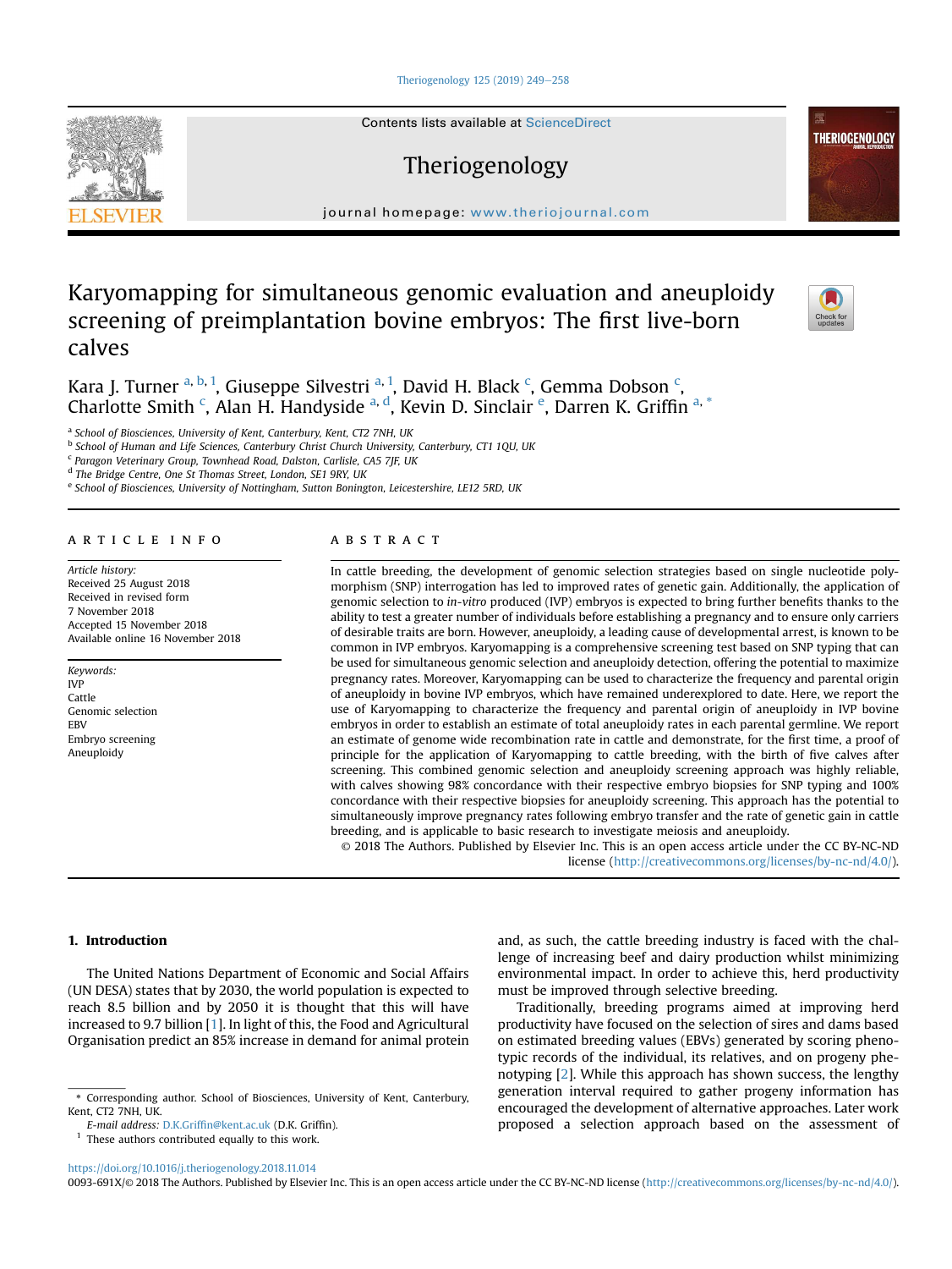# Karyomapping for simultaneous genomic evaluation and aneuploidy screening of preimplantation bovine embryos: The first live-born calves

Kara J. Turner [a, b, 1], Giuseppe Silvestri [a, 1], David H. Black [c], Gemma Dobson [c], Charlotte Smith [c], Alan H. Handyside [a, d], Kevin D. Sinclair [e], Darren K. Griffin [a, *]

[a] School of Biosciences, University of Kent, Canterbury, Kent, CT2 7NH, UK
[b] School of Human and Life Sciences, Canterbury Christ Church University, Canterbury, CT1 1QU, UK
[c] Paragon Veterinary Group, Townhead Road, Dalston, Carlisle, CA5 7JF, UK
[d] The Bridge Centre, One St Thomas Street, London, SE1 9RY, UK
[e] School of Biosciences, University of Nottingham, Sutton Bonington, Leicestershire, LE12 5RD, UK

## ARTICLE INFO

*Article history:*
Received 25 August 2018
Received in revised form
7 November 2018
Accepted 15 November 2018
Available online 16 November 2018

*Keywords:*
IVP
Cattle
Genomic selection
EBV
Embryo screening
Aneuploidy

## ABSTRACT

In cattle breeding, the development of genomic selection strategies based on single nucleotide polymorphism (SNP) interrogation has led to improved rates of genetic gain. Additionally, the application of genomic selection to *in-vitro* produced (IVP) embryos is expected to bring further benefits thanks to the ability to test a greater number of individuals before establishing a pregnancy and to ensure only carriers of desirable traits are born. However, aneuploidy, a leading cause of developmental arrest, is known to be common in IVP embryos. Karyomapping is a comprehensive screening test based on SNP typing that can be used for simultaneous genomic selection and aneuploidy detection, offering the potential to maximize pregnancy rates. Moreover, Karyomapping can be used to characterize the frequency and parental origin of aneuploidy in bovine IVP embryos, which have remained underexplored to date. Here, we report the use of Karyomapping to characterize the frequency and parental origin of aneuploidy in IVP bovine embryos in order to establish an estimate of total aneuploidy rates in each parental germline. We report an estimate of genome wide recombination rate in cattle and demonstrate, for the first time, a proof of principle for the application of Karyomapping to cattle breeding, with the birth of five calves after screening. This combined genomic selection and aneuploidy screening approach was highly reliable, with calves showing 98% concordance with their respective embryo biopsies for SNP typing and 100% concordance with their respective biopsies for aneuploidy screening. This approach has the potential to simultaneously improve pregnancy rates following embryo transfer and the rate of genetic gain in cattle breeding, and is applicable to basic research to investigate meiosis and aneuploidy.

© 2018 The Authors. Published by Elsevier Inc. This is an open access article under the CC BY-NC-ND license (http://creativecommons.org/licenses/by-nc-nd/4.0/).

## 1. Introduction

The United Nations Department of Economic and Social Affairs (UN DESA) states that by 2030, the world population is expected to reach 8.5 billion and by 2050 it is thought that this will have increased to 9.7 billion [1]. In light of this, the Food and Agricultural Organisation predict an 85% increase in demand for animal protein and, as such, the cattle breeding industry is faced with the challenge of increasing beef and dairy production whilst minimizing environmental impact. In order to achieve this, herd productivity must be improved through selective breeding.

Traditionally, breeding programs aimed at improving herd productivity have focused on the selection of sires and dams based on estimated breeding values (EBVs) generated by scoring phenotypic records of the individual, its relatives, and on progeny phenotyping [2]. While this approach has shown success, the lengthy generation interval required to gather progeny information has encouraged the development of alternative approaches. Later work proposed a selection approach based on the assessment of

\* Corresponding author. School of Biosciences, University of Kent, Canterbury, Kent, CT2 7NH, UK.
*E-mail address:* D.K.Griffin@kent.ac.uk (D.K. Griffin).
[1] These authors contributed equally to this work.

https://doi.org/10.1016/j.theriogenology.2018.11.014
0093-691X/© 2018 The Authors. Published by Elsevier Inc. This is an open access article under the CC BY-NC-ND license (http://creativecommons.org/licenses/by-nc-nd/4.0/).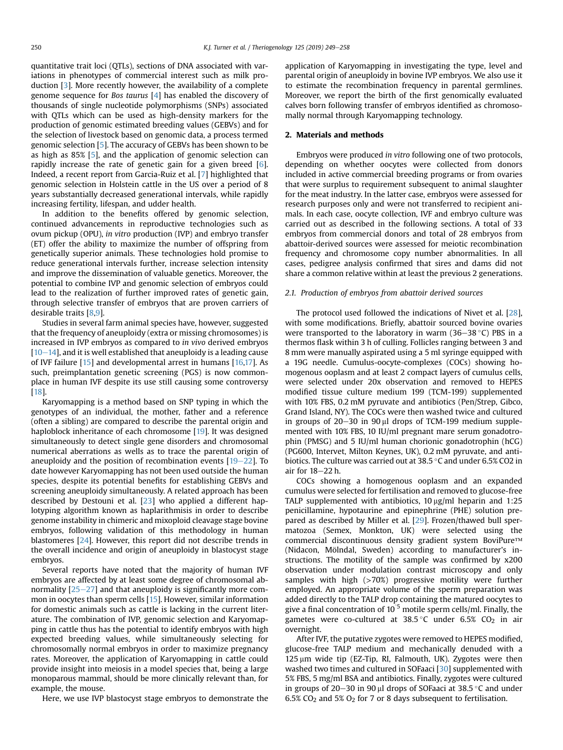quantitative trait loci (QTLs), sections of DNA associated with variations in phenotypes of commercial interest such as milk production [3]. More recently however, the availability of a complete genome sequence for *Bos taurus* [4] has enabled the discovery of thousands of single nucleotide polymorphisms (SNPs) associated with QTLs which can be used as high-density markers for the production of genomic estimated breeding values (GEBVs) and for the selection of livestock based on genomic data, a process termed genomic selection [5]. The accuracy of GEBVs has been shown to be as high as 85% [5], and the application of genomic selection can rapidly increase the rate of genetic gain for a given breed [6]. Indeed, a recent report from Garcia-Ruiz et al. [7] highlighted that genomic selection in Holstein cattle in the US over a period of 8 years substantially decreased generational intervals, while rapidly increasing fertility, lifespan, and udder health.

In addition to the benefits offered by genomic selection, continued advancements in reproductive technologies such as ovum pickup (OPU), *in vitro* production (IVP) and embryo transfer (ET) offer the ability to maximize the number of offspring from genetically superior animals. These technologies hold promise to reduce generational intervals further, increase selection intensity and improve the dissemination of valuable genetics. Moreover, the potential to combine IVP and genomic selection of embryos could lead to the realization of further improved rates of genetic gain, through selective transfer of embryos that are proven carriers of desirable traits [8,9].

Studies in several farm animal species have, however, suggested that the frequency of aneuploidy (extra or missing chromosomes) is increased in IVP embryos as compared to *in vivo* derived embryos [10–14], and it is well established that aneuploidy is a leading cause of IVF failure [15] and developmental arrest in humans [16,17]. As such, preimplantation genetic screening (PGS) is now commonplace in human IVF despite its use still causing some controversy [18].

Karyomapping is a method based on SNP typing in which the genotypes of an individual, the mother, father and a reference (often a sibling) are compared to describe the parental origin and haploblock inheritance of each chromosome [19]. It was designed simultaneously to detect single gene disorders and chromosomal numerical aberrations as well as to trace the parental origin of aneuploidy and the position of recombination events [19–22]. To date however Karyomapping has not been used outside the human species, despite its potential benefits for establishing GEBVs and screening aneuploidy simultaneously. A related approach has been described by Destouni et al. [23] who applied a different haplotyping algorithm known as haplarithmisis in order to describe genome instability in chimeric and mixoploid cleavage stage bovine embryos, following validation of this methodology in human blastomeres [24]. However, this report did not describe trends in the overall incidence and origin of aneuploidy in blastocyst stage embryos.

Several reports have noted that the majority of human IVF embryos are affected by at least some degree of chromosomal abnormality [25–27] and that aneuploidy is significantly more common in oocytes than sperm cells [15]. However, similar information for domestic animals such as cattle is lacking in the current literature. The combination of IVP, genomic selection and Karyomapping in cattle thus has the potential to identify embryos with high expected breeding values, while simultaneously selecting for chromosomally normal embryos in order to maximize pregnancy rates. Moreover, the application of Karyomapping in cattle could provide insight into meiosis in a model species that, being a large monoparous mammal, should be more clinically relevant than, for example, the mouse.

Here, we use IVP blastocyst stage embryos to demonstrate the application of Karyomapping in investigating the type, level and parental origin of aneuploidy in bovine IVP embryos. We also use it to estimate the recombination frequency in parental germlines. Moreover, we report the birth of the first genomically evaluated calves born following transfer of embryos identified as chromosomally normal through Karyomapping technology.

## 2. Materials and methods

Embryos were produced *in vitro* following one of two protocols, depending on whether oocytes were collected from donors included in active commercial breeding programs or from ovaries that were surplus to requirement subsequent to animal slaughter for the meat industry. In the latter case, embryos were assessed for research purposes only and were not transferred to recipient animals. In each case, oocyte collection, IVF and embryo culture was carried out as described in the following sections. A total of 33 embryos from commercial donors and total of 28 embryos from abattoir-derived sources were assessed for meiotic recombination frequency and chromosome copy number abnormalities. In all cases, pedigree analysis confirmed that sires and dams did not share a common relative within at least the previous 2 generations.

### 2.1. Production of embryos from abattoir derived sources

The protocol used followed the indications of Nivet et al. [28], with some modifications. Briefly, abattoir sourced bovine ovaries were transported to the laboratory in warm (36–38 °C) PBS in a thermos flask within 3 h of culling. Follicles ranging between 3 and 8 mm were manually aspirated using a 5 ml syringe equipped with a 19G needle. Cumulus-oocyte-complexes (COCs) showing homogenous ooplasm and at least 2 compact layers of cumulus cells, were selected under 20x observation and removed to HEPES modified tissue culture medium 199 (TCM-199) supplemented with 10% FBS, 0.2 mM pyruvate and antibiotics (Pen/Strep, Gibco, Grand Island, NY). The COCs were then washed twice and cultured in groups of 20–30 in 90 μl drops of TCM-199 medium supplemented with 10% FBS, 10 IU/ml pregnant mare serum gonadotrophin (PMSG) and 5 IU/ml human chorionic gonadotrophin (hCG) (PG600, Intervet, Milton Keynes, UK), 0.2 mM pyruvate, and antibiotics. The culture was carried out at 38.5 °C and under 6.5% CO2 in air for 18–22 h.

COCs showing a homogenous ooplasm and an expanded cumulus were selected for fertilisation and removed to glucose-free TALP supplemented with antibiotics, 10 μg/ml heparin and 1:25 penicillamine, hypotaurine and epinephrine (PHE) solution prepared as described by Miller et al. [29]. Frozen/thawed bull spermatozoa (Semex, Monkton, UK) were selected using the commercial discontinuous density gradient system BoviPure™ (Nidacon, Mölndal, Sweden) according to manufacturer's instructions. The motility of the sample was confirmed by x200 observation under modulation contrast microscopy and only samples with high (>70%) progressive motility were further employed. An appropriate volume of the sperm preparation was added directly to the TALP drop containing the matured oocytes to give a final concentration of $10^{-5}$ motile sperm cells/ml. Finally, the gametes were co-cultured at 38.5 °C under 6.5% $CO_2$ in air overnight.

After IVF, the putative zygotes were removed to HEPES modified, glucose-free TALP medium and mechanically denuded with a 125 μm wide tip (EZ-Tip, RI, Falmouth, UK). Zygotes were then washed two times and cultured in SOFaaci [30] supplemented with 5% FBS, 5 mg/ml BSA and antibiotics. Finally, zygotes were cultured in groups of 20–30 in 90 μl drops of SOFaaci at 38.5 °C and under 6.5% $CO_2$ and 5% $O_2$ for 7 or 8 days subsequent to fertilisation.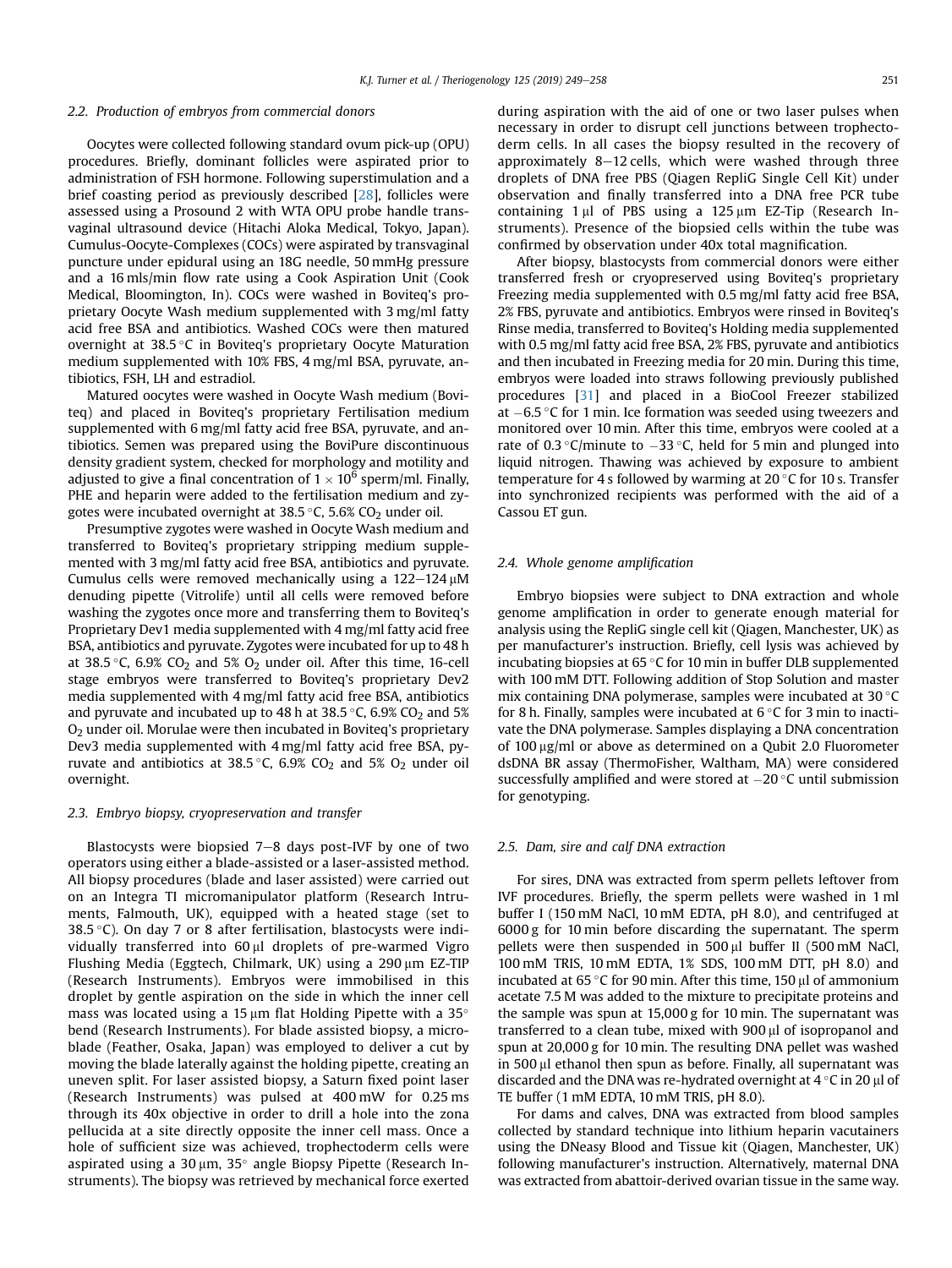### 2.2. Production of embryos from commercial donors

Oocytes were collected following standard ovum pick-up (OPU) procedures. Briefly, dominant follicles were aspirated prior to administration of FSH hormone. Following superstimulation and a brief coasting period as previously described [28], follicles were assessed using a Prosound 2 with WTA OPU probe handle transvaginal ultrasound device (Hitachi Aloka Medical, Tokyo, Japan). Cumulus-Oocyte-Complexes (COCs) were aspirated by transvaginal puncture under epidural using an 18G needle, 50 mmHg pressure and a 16 mls/min flow rate using a Cook Aspiration Unit (Cook Medical, Bloomington, In). COCs were washed in Boviteq's proprietary Oocyte Wash medium supplemented with 3 mg/ml fatty acid free BSA and antibiotics. Washed COCs were then matured overnight at 38.5 °C in Boviteq's proprietary Oocyte Maturation medium supplemented with 10% FBS, 4 mg/ml BSA, pyruvate, antibiotics, FSH, LH and estradiol.

Matured oocytes were washed in Oocyte Wash medium (Boviteq) and placed in Boviteq's proprietary Fertilisation medium supplemented with 6 mg/ml fatty acid free BSA, pyruvate, and antibiotics. Semen was prepared using the BoviPure discontinuous density gradient system, checked for morphology and motility and adjusted to give a final concentration of $1 \times 10^6$ sperm/ml. Finally, PHE and heparin were added to the fertilisation medium and zygotes were incubated overnight at 38.5 °C, 5.6% $CO_2$ under oil.

Presumptive zygotes were washed in Oocyte Wash medium and transferred to Boviteq's proprietary stripping medium supplemented with 3 mg/ml fatty acid free BSA, antibiotics and pyruvate. Cumulus cells were removed mechanically using a 122–124 μM denuding pipette (Vitrolife) until all cells were removed before washing the zygotes once more and transferring them to Boviteq's Proprietary Dev1 media supplemented with 4 mg/ml fatty acid free BSA, antibiotics and pyruvate. Zygotes were incubated for up to 48 h at 38.5 °C, 6.9% $CO_2$ and 5% $O_2$ under oil. After this time, 16-cell stage embryos were transferred to Boviteq's proprietary Dev2 media supplemented with 4 mg/ml fatty acid free BSA, antibiotics and pyruvate and incubated up to 48 h at 38.5 °C, 6.9% $CO_2$ and 5% $O_2$ under oil. Morulae were then incubated in Boviteq's proprietary Dev3 media supplemented with 4 mg/ml fatty acid free BSA, pyruvate and antibiotics at 38.5 °C, 6.9% $CO_2$ and 5% $O_2$ under oil overnight.

### 2.3. Embryo biopsy, cryopreservation and transfer

Blastocysts were biopsied 7–8 days post-IVF by one of two operators using either a blade-assisted or a laser-assisted method. All biopsy procedures (blade and laser assisted) were carried out on an Integra TI micromanipulator platform (Research Intruments, Falmouth, UK), equipped with a heated stage (set to 38.5 °C). On day 7 or 8 after fertilisation, blastocysts were individually transferred into 60 μl droplets of pre-warmed Vigro Flushing Media (Eggtech, Chilmark, UK) using a 290 μm EZ-TIP (Research Instruments). Embryos were immobilised in this droplet by gentle aspiration on the side in which the inner cell mass was located using a 15 μm flat Holding Pipette with a 35° bend (Research Instruments). For blade assisted biopsy, a microblade (Feather, Osaka, Japan) was employed to deliver a cut by moving the blade laterally against the holding pipette, creating an uneven split. For laser assisted biopsy, a Saturn fixed point laser (Research Instruments) was pulsed at 400 mW for 0.25 ms through its 40x objective in order to drill a hole into the zona pellucida at a site directly opposite the inner cell mass. Once a hole of sufficient size was achieved, trophectoderm cells were aspirated using a 30 μm, 35° angle Biopsy Pipette (Research Instruments). The biopsy was retrieved by mechanical force exerted during aspiration with the aid of one or two laser pulses when necessary in order to disrupt cell junctions between trophectoderm cells. In all cases the biopsy resulted in the recovery of approximately 8–12 cells, which were washed through three droplets of DNA free PBS (Qiagen RepliG Single Cell Kit) under observation and finally transferred into a DNA free PCR tube containing 1 μl of PBS using a 125 μm EZ-Tip (Research Instruments). Presence of the biopsied cells within the tube was confirmed by observation under 40x total magnification.

After biopsy, blastocysts from commercial donors were either transferred fresh or cryopreserved using Boviteq's proprietary Freezing media supplemented with 0.5 mg/ml fatty acid free BSA, 2% FBS, pyruvate and antibiotics. Embryos were rinsed in Boviteq's Rinse media, transferred to Boviteq's Holding media supplemented with 0.5 mg/ml fatty acid free BSA, 2% FBS, pyruvate and antibiotics and then incubated in Freezing media for 20 min. During this time, embryos were loaded into straws following previously published procedures [31] and placed in a BioCool Freezer stabilized at −6.5 °C for 1 min. Ice formation was seeded using tweezers and monitored over 10 min. After this time, embryos were cooled at a rate of 0.3 °C/minute to −33 °C, held for 5 min and plunged into liquid nitrogen. Thawing was achieved by exposure to ambient temperature for 4 s followed by warming at 20 °C for 10 s. Transfer into synchronized recipients was performed with the aid of a Cassou ET gun.

### 2.4. Whole genome amplification

Embryo biopsies were subject to DNA extraction and whole genome amplification in order to generate enough material for analysis using the RepliG single cell kit (Qiagen, Manchester, UK) as per manufacturer's instruction. Briefly, cell lysis was achieved by incubating biopsies at 65 °C for 10 min in buffer DLB supplemented with 100 mM DTT. Following addition of Stop Solution and master mix containing DNA polymerase, samples were incubated at 30 °C for 8 h. Finally, samples were incubated at 6 °C for 3 min to inactivate the DNA polymerase. Samples displaying a DNA concentration of 100 μg/ml or above as determined on a Qubit 2.0 Fluorometer dsDNA BR assay (ThermoFisher, Waltham, MA) were considered successfully amplified and were stored at −20 °C until submission for genotyping.

### 2.5. Dam, sire and calf DNA extraction

For sires, DNA was extracted from sperm pellets leftover from IVF procedures. Briefly, the sperm pellets were washed in 1 ml buffer I (150 mM NaCl, 10 mM EDTA, pH 8.0), and centrifuged at 6000 g for 10 min before discarding the supernatant. The sperm pellets were then suspended in 500 μl buffer II (500 mM NaCl, 100 mM TRIS, 10 mM EDTA, 1% SDS, 100 mM DTT, pH 8.0) and incubated at 65 °C for 90 min. After this time, 150 μl of ammonium acetate 7.5 M was added to the mixture to precipitate proteins and the sample was spun at 15,000 g for 10 min. The supernatant was transferred to a clean tube, mixed with 900 μl of isopropanol and spun at 20,000 g for 10 min. The resulting DNA pellet was washed in 500 μl ethanol then spun as before. Finally, all supernatant was discarded and the DNA was re-hydrated overnight at 4 °C in 20 μl of TE buffer (1 mM EDTA, 10 mM TRIS, pH 8.0).

For dams and calves, DNA was extracted from blood samples collected by standard technique into lithium heparin vacutainers using the DNeasy Blood and Tissue kit (Qiagen, Manchester, UK) following manufacturer's instruction. Alternatively, maternal DNA was extracted from abattoir-derived ovarian tissue in the same way.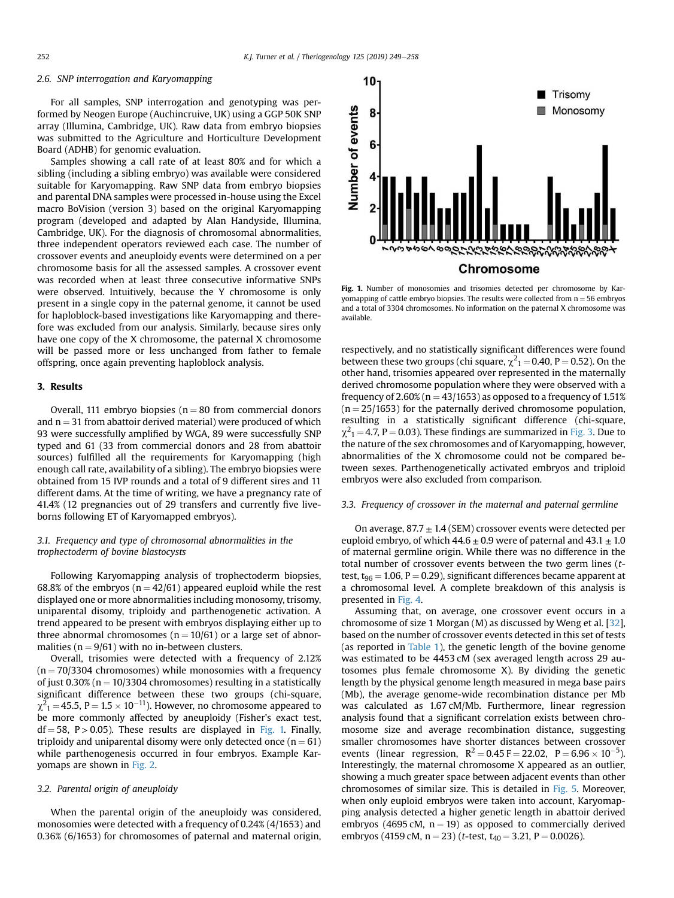### 2.6. SNP interrogation and Karyomapping

For all samples, SNP interrogation and genotyping was performed by Neogen Europe (Auchincruive, UK) using a GGP 50K SNP array (Illumina, Cambridge, UK). Raw data from embryo biopsies was submitted to the Agriculture and Horticulture Development Board (ADHB) for genomic evaluation.

Samples showing a call rate of at least 80% and for which a sibling (including a sibling embryo) was available were considered suitable for Karyomapping. Raw SNP data from embryo biopsies and parental DNA samples were processed in-house using the Excel macro BoVision (version 3) based on the original Karyomapping program (developed and adapted by Alan Handyside, Illumina, Cambridge, UK). For the diagnosis of chromosomal abnormalities, three independent operators reviewed each case. The number of crossover events and aneuploidy events were determined on a per chromosome basis for all the assessed samples. A crossover event was recorded when at least three consecutive informative SNPs were observed. Intuitively, because the Y chromosome is only present in a single copy in the paternal genome, it cannot be used for haploblock-based investigations like Karyomapping and therefore was excluded from our analysis. Similarly, because sires only have one copy of the X chromosome, the paternal X chromosome will be passed more or less unchanged from father to female offspring, once again preventing haploblock analysis.

## 3. Results

Overall, 111 embryo biopsies (n = 80 from commercial donors and n = 31 from abattoir derived material) were produced of which 93 were successfully amplified by WGA, 89 were successfully SNP typed and 61 (33 from commercial donors and 28 from abattoir sources) fulfilled all the requirements for Karyomapping (high enough call rate, availability of a sibling). The embryo biopsies were obtained from 15 IVP rounds and a total of 9 different sires and 11 different dams. At the time of writing, we have a pregnancy rate of 41.4% (12 pregnancies out of 29 transfers and currently five liveborns following ET of Karyomapped embryos).

### 3.1. Frequency and type of chromosomal abnormalities in the trophectoderm of bovine blastocysts

Following Karyomapping analysis of trophectoderm biopsies, 68.8% of the embryos (n = 42/61) appeared euploid while the rest displayed one or more abnormalities including monosomy, trisomy, uniparental disomy, triploidy and parthenogenetic activation. A trend appeared to be present with embryos displaying either up to three abnormal chromosomes (n = 10/61) or a large set of abnormalities (n = 9/61) with no in-between clusters.

Overall, trisomies were detected with a frequency of 2.12% (n = 70/3304 chromosomes) while monosomies with a frequency of just 0.30% (n = 10/3304 chromosomes) resulting in a statistically significant difference between these two groups (chi-square, $\chi^2_1 = 45.5$, $P = 1.5 \times 10^{-11}$). However, no chromosome appeared to be more commonly affected by aneuploidy (Fisher's exact test, df = 58, $P > 0.05$). These results are displayed in Fig. 1. Finally, triploidy and uniparental disomy were only detected once (n = 61) while parthenogenesis occurred in four embryos. Example Karyomaps are shown in Fig. 2.

### 3.2. Parental origin of aneuploidy

When the parental origin of the aneuploidy was considered, monosomies were detected with a frequency of 0.24% (4/1653) and 0.36% (6/1653) for chromosomes of paternal and maternal origin, respectively, and no statistically significant differences were found between these two groups (chi square, $\chi^2_1 = 0.40$, $P = 0.52$). On the other hand, trisomies appeared over represented in the maternally derived chromosome population where they were observed with a frequency of 2.60% (n = 43/1653) as opposed to a frequency of 1.51% (n = 25/1653) for the paternally derived chromosome population, resulting in a statistically significant difference (chi-square, $\chi^2_1 = 4.7$, $P = 0.03$). These findings are summarized in Fig. 3. Due to the nature of the sex chromosomes and of Karyomapping, however, abnormalities of the X chromosome could not be compared between sexes. Parthenogenetically activated embryos and triploid embryos were also excluded from comparison.

Fig. 1. Number of monosomies and trisomies detected per chromosome by Karyomapping of cattle embryo biopsies. The results were collected from n = 56 embryos and a total of 3304 chromosomes. No information on the paternal X chromosome was available.

### 3.3. Frequency of crossover in the maternal and paternal germline

On average, 87.7 ± 1.4 (SEM) crossover events were detected per euploid embryo, of which 44.6 ± 0.9 were of paternal and 43.1 ± 1.0 of maternal germline origin. While there was no difference in the total number of crossover events between the two germ lines (*t*-test, $t_{96} = 1.06$, $P = 0.29$), significant differences became apparent at a chromosomal level. A complete breakdown of this analysis is presented in Fig. 4.

Assuming that, on average, one crossover event occurs in a chromosome of size 1 Morgan (M) as discussed by Weng et al. [32], based on the number of crossover events detected in this set of tests (as reported in Table 1), the genetic length of the bovine genome was estimated to be 4453 cM (sex averaged length across 29 autosomes plus female chromosome X). By dividing the genetic length by the physical genome length measured in mega base pairs (Mb), the average genome-wide recombination distance per Mb was calculated as 1.67 cM/Mb. Furthermore, linear regression analysis found that a significant correlation exists between chromosome size and average recombination distance, suggesting smaller chromosomes have shorter distances between crossover events (linear regression, $R^2 = 0.45$ $F = 22.02$, $P = 6.96 \times 10^{-5}$). Interestingly, the maternal chromosome X appeared as an outlier, showing a much greater space between adjacent events than other chromosomes of similar size. This is detailed in Fig. 5. Moreover, when only euploid embryos were taken into account, Karyomapping analysis detected a higher genetic length in abattoir derived embryos (4695 cM, n = 19) as opposed to commercially derived embryos (4159 cM, n = 23) (*t*-test, $t_{40} = 3.21$, $P = 0.0026$).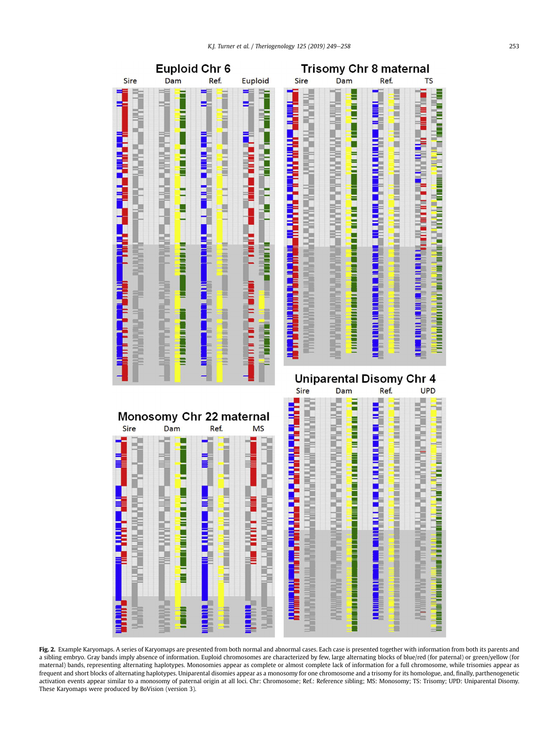**Fig. 2.** Example Karyomaps. A series of Karyomaps are presented from both normal and abnormal cases. Each case is presented together with information from both its parents and a sibling embryo. Gray bands imply absence of information. Euploid chromosomes are characterized by few, large alternating blocks of blue/red (for paternal) or green/yellow (for maternal) bands, representing alternating haplotypes. Monosomies appear as complete or almost complete lack of information for a full chromosome, while trisomies appear as frequent and short blocks of alternating haplotypes. Uniparental disomies appear as a monosomy for one chromosome and a trisomy for its homologue, and, finally, parthenogenetic activation events appear similar to a monosomy of paternal origin at all loci. Chr: Chromosome; Ref.: Reference sibling; MS: Monosomy; TS: Trisomy; UPD: Uniparental Disomy. These Karyomaps were produced by BoVision (version 3).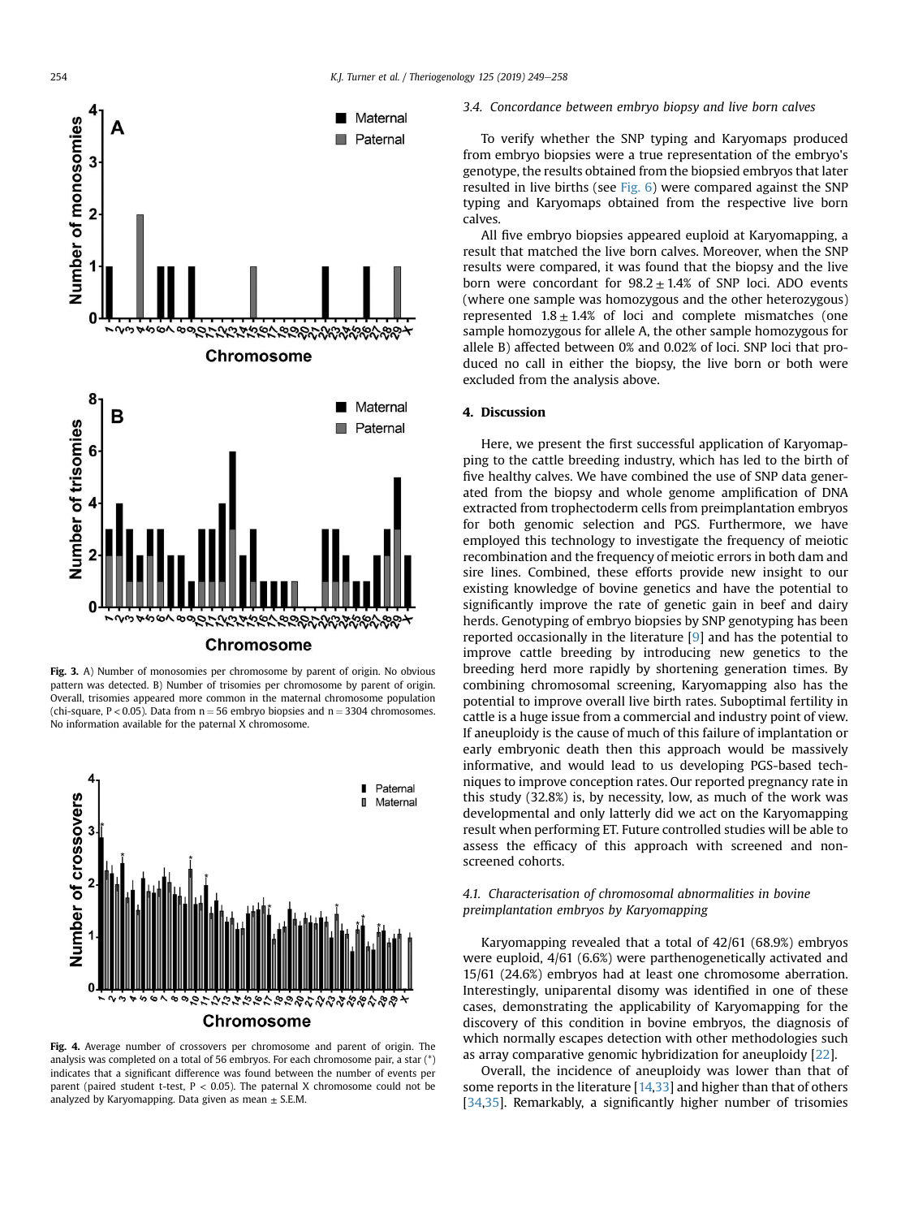Fig. 3. A) Number of monosomies per chromosome by parent of origin. No obvious pattern was detected. B) Number of trisomies per chromosome by parent of origin. Overall, trisomies appeared more common in the maternal chromosome population (chi-square, $P < 0.05$). Data from n = 56 embryo biopsies and n = 3304 chromosomes. No information available for the paternal X chromosome.

Fig. 4. Average number of crossovers per chromosome and parent of origin. The analysis was completed on a total of 56 embryos. For each chromosome pair, a star (*) indicates that a significant difference was found between the number of events per parent (paired student t-test, $P < 0.05$). The paternal X chromosome could not be analyzed by Karyomapping. Data given as mean ± S.E.M.

### 3.4. Concordance between embryo biopsy and live born calves

To verify whether the SNP typing and Karyomaps produced from embryo biopsies were a true representation of the embryo's genotype, the results obtained from the biopsied embryos that later resulted in live births (see Fig. 6) were compared against the SNP typing and Karyomaps obtained from the respective live born calves.

All five embryo biopsies appeared euploid at Karyomapping, a result that matched the live born calves. Moreover, when the SNP results were compared, it was found that the biopsy and the live born were concordant for $98.2 \pm 1.4\%$ of SNP loci. ADO events (where one sample was homozygous and the other heterozygous) represented $1.8 \pm 1.4\%$ of loci and complete mismatches (one sample homozygous for allele A, the other sample homozygous for allele B) affected between 0% and 0.02% of loci. SNP loci that produced no call in either the biopsy, the live born or both were excluded from the analysis above.

## 4. Discussion

Here, we present the first successful application of Karyomapping to the cattle breeding industry, which has led to the birth of five healthy calves. We have combined the use of SNP data generated from the biopsy and whole genome amplification of DNA extracted from trophectoderm cells from preimplantation embryos for both genomic selection and PGS. Furthermore, we have employed this technology to investigate the frequency of meiotic recombination and the frequency of meiotic errors in both dam and sire lines. Combined, these efforts provide new insight to our existing knowledge of bovine genetics and have the potential to significantly improve the rate of genetic gain in beef and dairy herds. Genotyping of embryo biopsies by SNP genotyping has been reported occasionally in the literature [9] and has the potential to improve cattle breeding by introducing new genetics to the breeding herd more rapidly by shortening generation times. By combining chromosomal screening, Karyomapping also has the potential to improve overall live birth rates. Suboptimal fertility in cattle is a huge issue from a commercial and industry point of view. If aneuploidy is the cause of much of this failure of implantation or early embryonic death then this approach would be massively informative, and would lead to us developing PGS-based techniques to improve conception rates. Our reported pregnancy rate in this study (32.8%) is, by necessity, low, as much of the work was developmental and only latterly did we act on the Karyomapping result when performing ET. Future controlled studies will be able to assess the efficacy of this approach with screened and non-screened cohorts.

### 4.1. Characterisation of chromosomal abnormalities in bovine preimplantation embryos by Karyomapping

Karyomapping revealed that a total of 42/61 (68.9%) embryos were euploid, 4/61 (6.6%) were parthenogenetically activated and 15/61 (24.6%) embryos had at least one chromosome aberration. Interestingly, uniparental disomy was identified in one of these cases, demonstrating the applicability of Karyomapping for the discovery of this condition in bovine embryos, the diagnosis of which normally escapes detection with other methodologies such as array comparative genomic hybridization for aneuploidy [22].

Overall, the incidence of aneuploidy was lower than that of some reports in the literature [14,33] and higher than that of others [34,35]. Remarkably, a significantly higher number of trisomies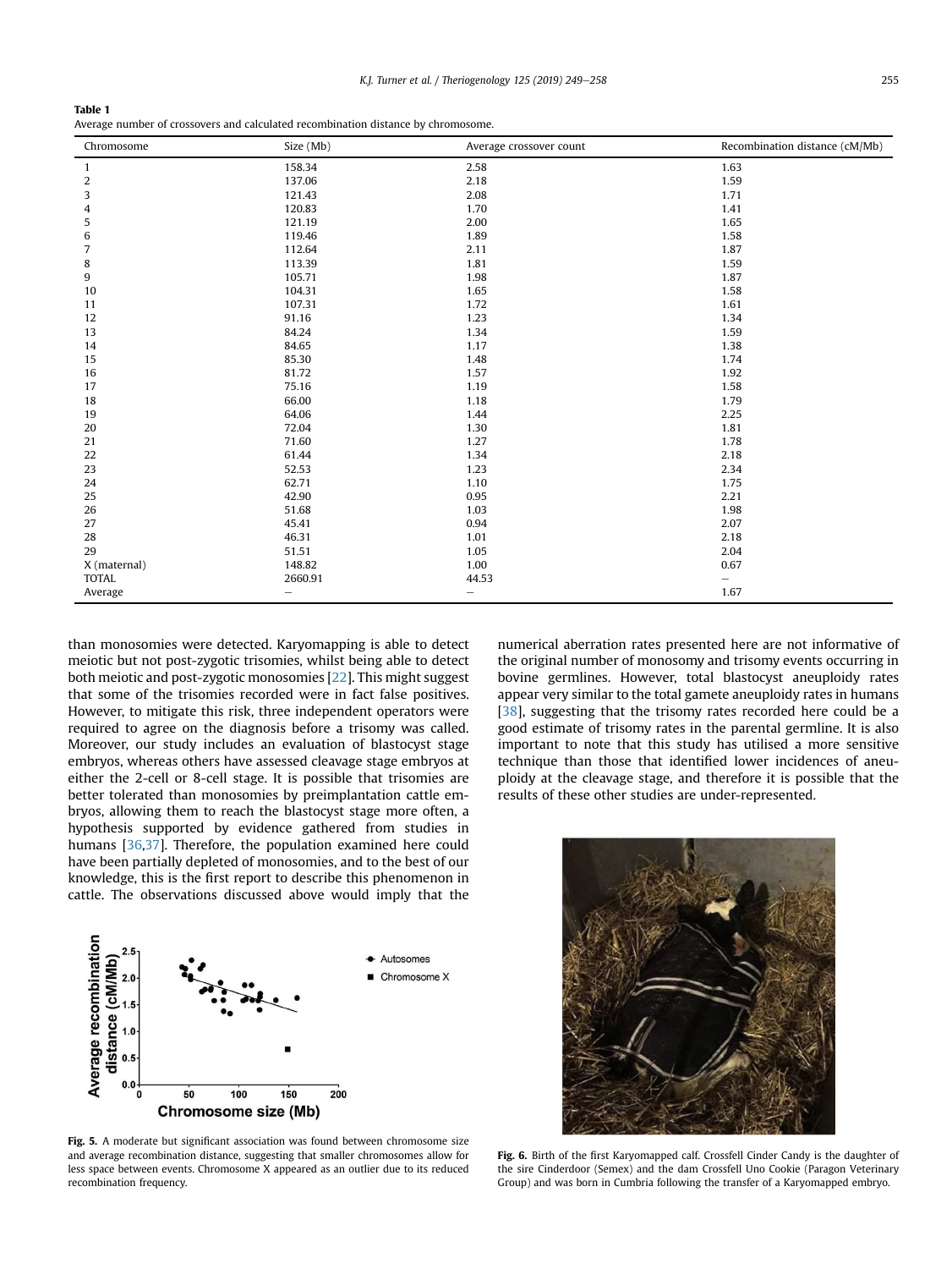**Table 1**
Average number of crossovers and calculated recombination distance by chromosome.

| Chromosome | Size (Mb) | Average crossover count | Recombination distance (cM/Mb) |
|---|---|---|---|
| 1 | 158.34 | 2.58 | 1.63 |
| 2 | 137.06 | 2.18 | 1.59 |
| 3 | 121.43 | 2.08 | 1.71 |
| 4 | 120.83 | 1.70 | 1.41 |
| 5 | 121.19 | 2.00 | 1.65 |
| 6 | 119.46 | 1.89 | 1.58 |
| 7 | 112.64 | 2.11 | 1.87 |
| 8 | 113.39 | 1.81 | 1.59 |
| 9 | 105.71 | 1.98 | 1.87 |
| 10 | 104.31 | 1.65 | 1.58 |
| 11 | 107.31 | 1.72 | 1.61 |
| 12 | 91.16 | 1.23 | 1.34 |
| 13 | 84.24 | 1.34 | 1.59 |
| 14 | 84.65 | 1.17 | 1.38 |
| 15 | 85.30 | 1.48 | 1.74 |
| 16 | 81.72 | 1.57 | 1.92 |
| 17 | 75.16 | 1.19 | 1.58 |
| 18 | 66.00 | 1.18 | 1.79 |
| 19 | 64.06 | 1.44 | 2.25 |
| 20 | 72.04 | 1.30 | 1.81 |
| 21 | 71.60 | 1.27 | 1.78 |
| 22 | 61.44 | 1.34 | 2.18 |
| 23 | 52.53 | 1.23 | 2.34 |
| 24 | 62.71 | 1.10 | 1.75 |
| 25 | 42.90 | 0.95 | 2.21 |
| 26 | 51.68 | 1.03 | 1.98 |
| 27 | 45.41 | 0.94 | 2.07 |
| 28 | 46.31 | 1.01 | 2.18 |
| 29 | 51.51 | 1.05 | 2.04 |
| X (maternal) | 148.82 | 1.00 | 0.67 |
| TOTAL | 2660.91 | 44.53 | – |
| Average | – | – | 1.67 |

than monosomies were detected. Karyomapping is able to detect meiotic but not post-zygotic trisomies, whilst being able to detect both meiotic and post-zygotic monosomies [22]. This might suggest that some of the trisomies recorded were in fact false positives. However, to mitigate this risk, three independent operators were required to agree on the diagnosis before a trisomy was called. Moreover, our study includes an evaluation of blastocyst stage embryos, whereas others have assessed cleavage stage embryos at either the 2-cell or 8-cell stage. It is possible that trisomies are better tolerated than monosomies by preimplantation cattle embryos, allowing them to reach the blastocyst stage more often, a hypothesis supported by evidence gathered from studies in humans [36,37]. Therefore, the population examined here could have been partially depleted of monosomies, and to the best of our knowledge, this is the first report to describe this phenomenon in cattle. The observations discussed above would imply that the numerical aberration rates presented here are not informative of the original number of monosomy and trisomy events occurring in bovine germlines. However, total blastocyst aneuploidy rates appear very similar to the total gamete aneuploidy rates in humans [38], suggesting that the trisomy rates recorded here could be a good estimate of trisomy rates in the parental germline. It is also important to note that this study has utilised a more sensitive technique than those that identified lower incidences of aneuploidy at the cleavage stage, and therefore it is possible that the results of these other studies are under-represented.

**Fig. 5.** A moderate but significant association was found between chromosome size and average recombination distance, suggesting that smaller chromosomes allow for less space between events. Chromosome X appeared as an outlier due to its reduced recombination frequency.

**Fig. 6.** Birth of the first Karyomapped calf. Crossfell Cinder Candy is the daughter of the sire Cinderdoor (Semex) and the dam Crossfell Uno Cookie (Paragon Veterinary Group) and was born in Cumbria following the transfer of a Karyomapped embryo.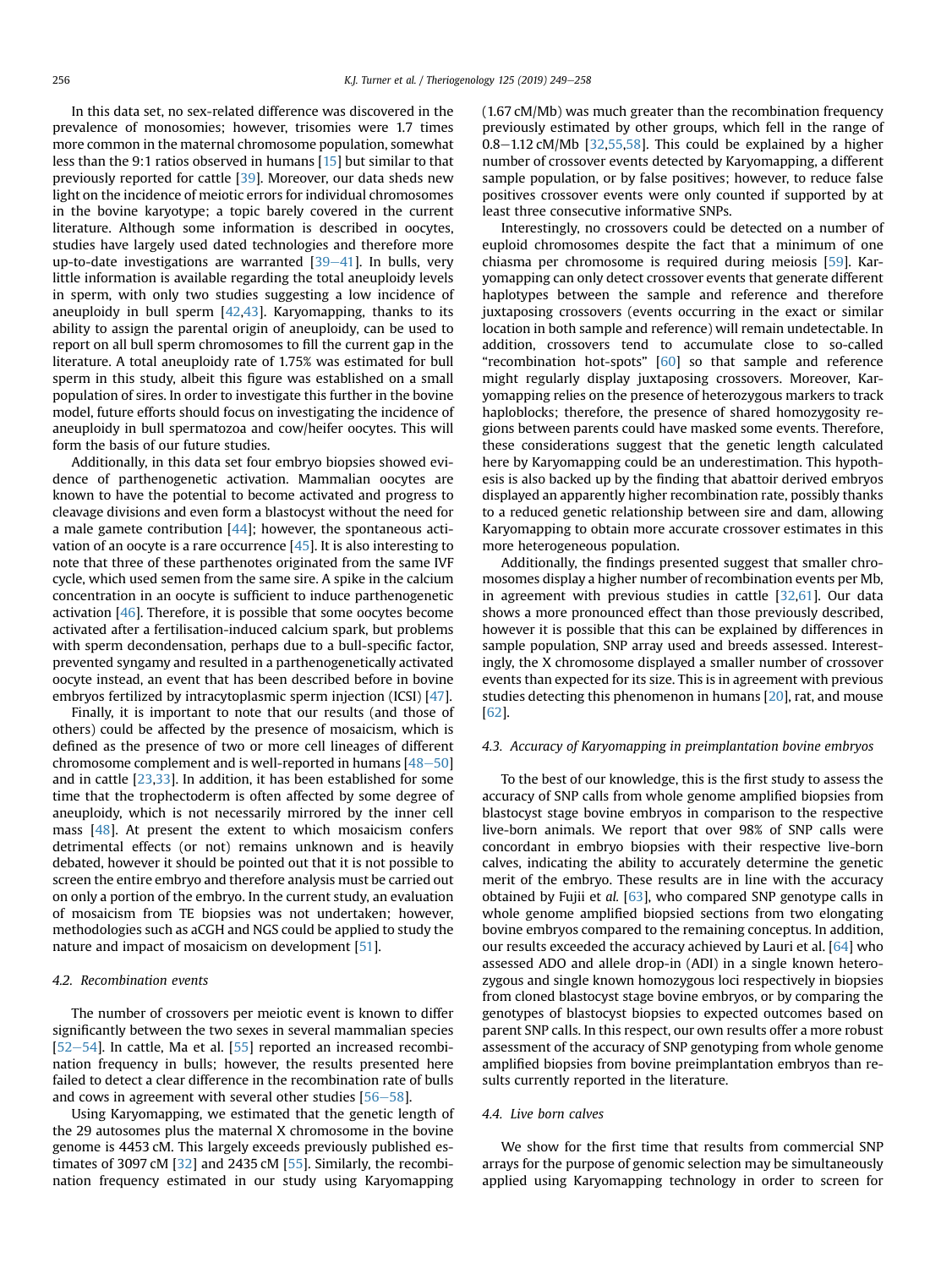In this data set, no sex-related difference was discovered in the prevalence of monosomies; however, trisomies were 1.7 times more common in the maternal chromosome population, somewhat less than the 9:1 ratios observed in humans [15] but similar to that previously reported for cattle [39]. Moreover, our data sheds new light on the incidence of meiotic errors for individual chromosomes in the bovine karyotype; a topic barely covered in the current literature. Although some information is described in oocytes, studies have largely used dated technologies and therefore more up-to-date investigations are warranted [39–41]. In bulls, very little information is available regarding the total aneuploidy levels in sperm, with only two studies suggesting a low incidence of aneuploidy in bull sperm [42,43]. Karyomapping, thanks to its ability to assign the parental origin of aneuploidy, can be used to report on all bull sperm chromosomes to fill the current gap in the literature. A total aneuploidy rate of 1.75% was estimated for bull sperm in this study, albeit this figure was established on a small population of sires. In order to investigate this further in the bovine model, future efforts should focus on investigating the incidence of aneuploidy in bull spermatozoa and cow/heifer oocytes. This will form the basis of our future studies.

Additionally, in this data set four embryo biopsies showed evidence of parthenogenetic activation. Mammalian oocytes are known to have the potential to become activated and progress to cleavage divisions and even form a blastocyst without the need for a male gamete contribution [44]; however, the spontaneous activation of an oocyte is a rare occurrence [45]. It is also interesting to note that three of these parthenotes originated from the same IVF cycle, which used semen from the same sire. A spike in the calcium concentration in an oocyte is sufficient to induce parthenogenetic activation [46]. Therefore, it is possible that some oocytes become activated after a fertilisation-induced calcium spark, but problems with sperm decondensation, perhaps due to a bull-specific factor, prevented syngamy and resulted in a parthenogenetically activated oocyte instead, an event that has been described before in bovine embryos fertilized by intracytoplasmic sperm injection (ICSI) [47].

Finally, it is important to note that our results (and those of others) could be affected by the presence of mosaicism, which is defined as the presence of two or more cell lineages of different chromosome complement and is well-reported in humans [48–50] and in cattle [23,33]. In addition, it has been established for some time that the trophectoderm is often affected by some degree of aneuploidy, which is not necessarily mirrored by the inner cell mass [48]. At present the extent to which mosaicism confers detrimental effects (or not) remains unknown and is heavily debated, however it should be pointed out that it is not possible to screen the entire embryo and therefore analysis must be carried out on only a portion of the embryo. In the current study, an evaluation of mosaicism from TE biopsies was not undertaken; however, methodologies such as aCGH and NGS could be applied to study the nature and impact of mosaicism on development [51].

### 4.2. Recombination events

The number of crossovers per meiotic event is known to differ significantly between the two sexes in several mammalian species [52–54]. In cattle, Ma et al. [55] reported an increased recombination frequency in bulls; however, the results presented here failed to detect a clear difference in the recombination rate of bulls and cows in agreement with several other studies [56–58].

Using Karyomapping, we estimated that the genetic length of the 29 autosomes plus the maternal X chromosome in the bovine genome is 4453 cM. This largely exceeds previously published estimates of 3097 cM [32] and 2435 cM [55]. Similarly, the recombination frequency estimated in our study using Karyomapping (1.67 cM/Mb) was much greater than the recombination frequency previously estimated by other groups, which fell in the range of 0.8–1.12 cM/Mb [32,55,58]. This could be explained by a higher number of crossover events detected by Karyomapping, a different sample population, or by false positives; however, to reduce false positives crossover events were only counted if supported by at least three consecutive informative SNPs.

Interestingly, no crossovers could be detected on a number of euploid chromosomes despite the fact that a minimum of one chiasma per chromosome is required during meiosis [59]. Karyomapping can only detect crossover events that generate different haplotypes between the sample and reference and therefore juxtaposing crossovers (events occurring in the exact or similar location in both sample and reference) will remain undetectable. In addition, crossovers tend to accumulate close to so-called "recombination hot-spots" [60] so that sample and reference might regularly display juxtaposing crossovers. Moreover, Karyomapping relies on the presence of heterozygous markers to track haploblocks; therefore, the presence of shared homozygosity regions between parents could have masked some events. Therefore, these considerations suggest that the genetic length calculated here by Karyomapping could be an underestimation. This hypothesis is also backed up by the finding that abattoir derived embryos displayed an apparently higher recombination rate, possibly thanks to a reduced genetic relationship between sire and dam, allowing Karyomapping to obtain more accurate crossover estimates in this more heterogeneous population.

Additionally, the findings presented suggest that smaller chromosomes display a higher number of recombination events per Mb, in agreement with previous studies in cattle [32,61]. Our data shows a more pronounced effect than those previously described, however it is possible that this can be explained by differences in sample population, SNP array used and breeds assessed. Interestingly, the X chromosome displayed a smaller number of crossover events than expected for its size. This is in agreement with previous studies detecting this phenomenon in humans [20], rat, and mouse [62].

### 4.3. Accuracy of Karyomapping in preimplantation bovine embryos

To the best of our knowledge, this is the first study to assess the accuracy of SNP calls from whole genome amplified biopsies from blastocyst stage bovine embryos in comparison to the respective live-born animals. We report that over 98% of SNP calls were concordant in embryo biopsies with their respective live-born calves, indicating the ability to accurately determine the genetic merit of the embryo. These results are in line with the accuracy obtained by Fujii et *al.* [63], who compared SNP genotype calls in whole genome amplified biopsied sections from two elongating bovine embryos compared to the remaining conceptus. In addition, our results exceeded the accuracy achieved by Lauri et al. [64] who assessed ADO and allele drop-in (ADI) in a single known heterozygous and single known homozygous loci respectively in biopsies from cloned blastocyst stage bovine embryos, or by comparing the genotypes of blastocyst biopsies to expected outcomes based on parent SNP calls. In this respect, our own results offer a more robust assessment of the accuracy of SNP genotyping from whole genome amplified biopsies from bovine preimplantation embryos than results currently reported in the literature.

### 4.4. Live born calves

We show for the first time that results from commercial SNP arrays for the purpose of genomic selection may be simultaneously applied using Karyomapping technology in order to screen for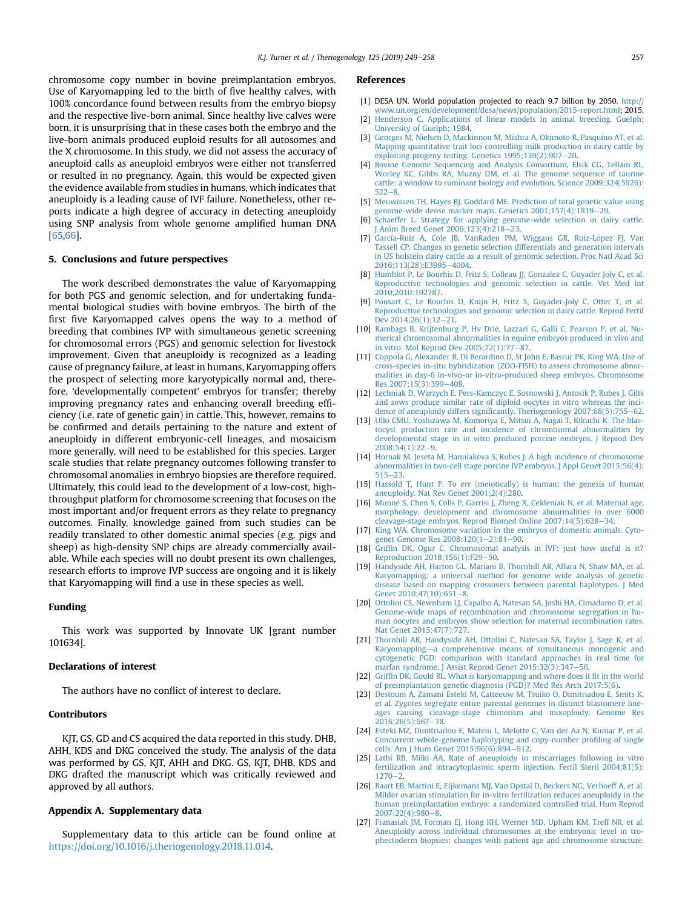chromosome copy number in bovine preimplantation embryos. Use of Karyomapping led to the birth of five healthy calves, with 100% concordance found between results from the embryo biopsy and the respective live-born animal. Since healthy live calves were born, it is unsurprising that in these cases both the embryo and the live-born animals produced euploid results for all autosomes and the X chromosome. In this study, we did not assess the accuracy of aneuploid calls as aneuploid embryos were either not transferred or resulted in no pregnancy. Again, this would be expected given the evidence available from studies in humans, which indicates that aneuploidy is a leading cause of IVF failure. Nonetheless, other reports indicate a high degree of accuracy in detecting aneuploidy using SNP analysis from whole genome amplified human DNA [65,66].

## 5. Conclusions and future perspectives

The work described demonstrates the value of Karyomapping for both PGS and genomic selection, and for undertaking fundamental biological studies with bovine embryos. The birth of the first five Karyomapped calves opens the way to a method of breeding that combines IVP with simultaneous genetic screening for chromosomal errors (PGS) and genomic selection for livestock improvement. Given that aneuploidy is recognized as a leading cause of pregnancy failure, at least in humans, Karyomapping offers the prospect of selecting more karyotypically normal and, therefore, 'developmentally competent' embryos for transfer; thereby improving pregnancy rates and enhancing overall breeding efficiency (i.e. rate of genetic gain) in cattle. This, however, remains to be confirmed and details pertaining to the nature and extent of aneuploidy in different embryonic-cell lineages, and mosaicism more generally, will need to be established for this species. Larger scale studies that relate pregnancy outcomes following transfer to chromosomal anomalies in embryo biopsies are therefore required. Ultimately, this could lead to the development of a low-cost, high-throughput platform for chromosome screening that focuses on the most important and/or frequent errors as they relate to pregnancy outcomes. Finally, knowledge gained from such studies can be readily translated to other domestic animal species (e.g. pigs and sheep) as high-density SNP chips are already commercially available. While each species will no doubt present its own challenges, research efforts to improve IVP success are ongoing and it is likely that Karyomapping will find a use in these species as well.

## Funding

This work was supported by Innovate UK [grant number 101634].

## Declarations of interest

The authors have no conflict of interest to declare.

## Contributors

KJT, GS, GD and CS acquired the data reported in this study. DHB, AHH, KDS and DKG conceived the study. The analysis of the data was performed by GS, KJT, AHH and DKG. GS, KJT, DHB, KDS and DKG drafted the manuscript which was critically reviewed and approved by all authors.

## Appendix A. Supplementary data

Supplementary data to this article can be found online at https://doi.org/10.1016/j.theriogenology.2018.11.014.

## References

[1] DESA UN. World population projected to reach 9.7 billion by 2050. http://www.un.org/en/development/desa/news/population/2015-report.html; 2015.

[2] Henderson C. Applications of linear models in animal breeding. Guelph: University of Guelph; 1984.

[3] Georges M, Nielsen D, Mackinnon M, Mishra A, Okimoto R, Pasquino AT, et al. Mapping quantitative trait loci controlling milk production in dairy cattle by exploiting progeny testing. Genetics 1995;139(2):907–20.

[4] Bovine Genome Sequencing and Analysis Consortium, Elsik CG, Tellam RL, Worley KC, Gibbs RA, Muzny DM, et al. The genome sequence of taurine cattle: a window to ruminant biology and evolution. Science 2009;324(5926):522–8.

[5] Meuwissen TH, Hayes BJ, Goddard ME. Prediction of total genetic value using genome-wide dense marker maps. Genetics 2001;157(4):1819–29.

[6] Schaeffer L. Strategy for applying genome-wide selection in dairy cattle. J Anim Breed Genet 2006;123(4):218–23.

[7] García-Ruiz A, Cole JB, VanRaden PM, Wiggans GR, Ruiz-López FJ, Van Tassell CP. Changes in genetic selection differentials and generation intervals in US holstein dairy cattle as a result of genomic selection. Proc Natl Acad Sci 2016;113(28):E3995–4004.

[8] Humblot P, Le Bourhis D, Fritz S, Colleau JJ, Gonzalez C, Guyader Joly C, et al. Reproductive technologies and genomic selection in cattle. Vet Med Int 2010;2010:192787.

[9] Ponsart C, Le Bourhis D, Knijn H, Fritz S, Guyader-Joly C, Otter T, et al. Reproductive technologies and genomic selection in dairy cattle. Reprod Fertil Dev 2014;26(1):12–21.

[10] Rambags B, Krijtenburg P, Hv Drie, Lazzari G, Galli C, Pearson P, et al. Numerical chromosomal abnormalities in equine embryos produced in vivo and in vitro. Mol Reprod Dev 2005;72(1):77–87.

[11] Coppola G, Alexander B, Di Berardino D, St John E, Basrur PK, King WA. Use of cross-species in-situ hybridization (ZOO-FISH) to assess chromosome abnormalities in day-6 in-vivo-or in-vitro-produced sheep embryos. Chromosome Res 2007;15(3):399–408.

[12] Lechniak D, Warzych E, Pers-Kamczyc E, Sosnowski J, Antosik P, Rubes J. Gilts and sows produce similar rate of diploid oocytes in vitro whereas the incidence of aneuploidy differs significantly. Theriogenology 2007;68(5):755–62.

[13] Ullo CMU, Yoshizawa M, Komoriya E, Mitsui A, Nagai T, Kikuchi K. The blastocyst production rate and incidence of chromosomal abnormalities by developmental stage in in vitro produced porcine embryos. J Reprod Dev 2008;54(1):22–9.

[14] Hornak M, Jeseta M, Hanulakova S, Rubes J. A high incidence of chromosome abnormalities in two-cell stage porcine IVP embryos. J Appl Genet 2015;56(4):515–23.

[15] Hassold T, Hunt P. To err (meiotically) is human: the genesis of human aneuploidy. Nat Rev Genet 2001;2(4):280.

[16] Munné S, Chen S, Colls P, Garrisi J, Zheng X, Cekleniak N, et al. Maternal age, morphology, development and chromosome abnormalities in over 6000 cleavage-stage embryos. Reprod Biomed Online 2007;14(5):628–34.

[17] King WA. Chromosome variation in the embryos of domestic animals. Cytogenet Genome Res 2008;120(1–2):81–90.

[18] Griffin DK, Ogur C. Chromosomal analysis in IVF: just how useful is it? Reproduction 2018;156(1):F29–50.

[19] Handyside AH, Harton GL, Mariani B, Thornhill AR, Affara N, Shaw MA, et al. Karyomapping: a universal method for genome wide analysis of genetic disease based on mapping crossovers between parental haplotypes. J Med Genet 2010;47(10):651–8.

[20] Ottolini CS, Newnham LJ, Capalbo A, Natesan SA, Joshi HA, Cimadomo D, et al. Genome-wide maps of recombination and chromosome segregation in human oocytes and embryos show selection for maternal recombination rates. Nat Genet 2015;47(7):727.

[21] Thornhill AR, Handyside AH, Ottolini C, Natesan SA, Taylor J, Sage K, et al. Karyomapping—a comprehensive means of simultaneous monogenic and cytogenetic PGD: comparison with standard approaches in real time for marfan syndrome. J Assist Reprod Genet 2015;32(3):347–56.

[22] Griffin DK, Gould RL. What is karyomapping and where does it fit in the world of preimplantation genetic diagnosis (PGD)? Med Res Arch 2017;5(6).

[23] Destouni A, Zamani Esteki M, Catteeuw M, Tsuiko O, Dimitriadou E, Smits K, et al. Zygotes segregate entire parental genomes in distinct blastomere lineages causing cleavage-stage chimerism and mixoploidy. Genome Res 2016;26(5):567–78.

[24] Esteki MZ, Dimitriadou E, Mateiu L, Melotte C, Van der Aa N, Kumar P, et al. Concurrent whole-genome haplotyping and copy-number profiling of single cells. Am J Hum Genet 2015;96(6):894–912.

[25] Lathi RB, Milki AA. Rate of aneuploidy in miscarriages following in vitro fertilization and intracytoplasmic sperm injection. Fertil Steril 2004;81(5):1270–2.

[26] Baart EB, Martini E, Eijkemans MJ, Van Opstal D, Beckers NG, Verhoeff A, et al. Milder ovarian stimulation for in-vitro fertilization reduces aneuploidy in the human preimplantation embryo: a randomized controlled trial. Hum Reprod 2007;22(4):980–8.

[27] Franasiak JM, Forman EJ, Hong KH, Werner MD, Upham KM, Treff NR, et al. Aneuploidy across individual chromosomes at the embryonic level in trophectoderm biopsies: changes with patient age and chromosome structure.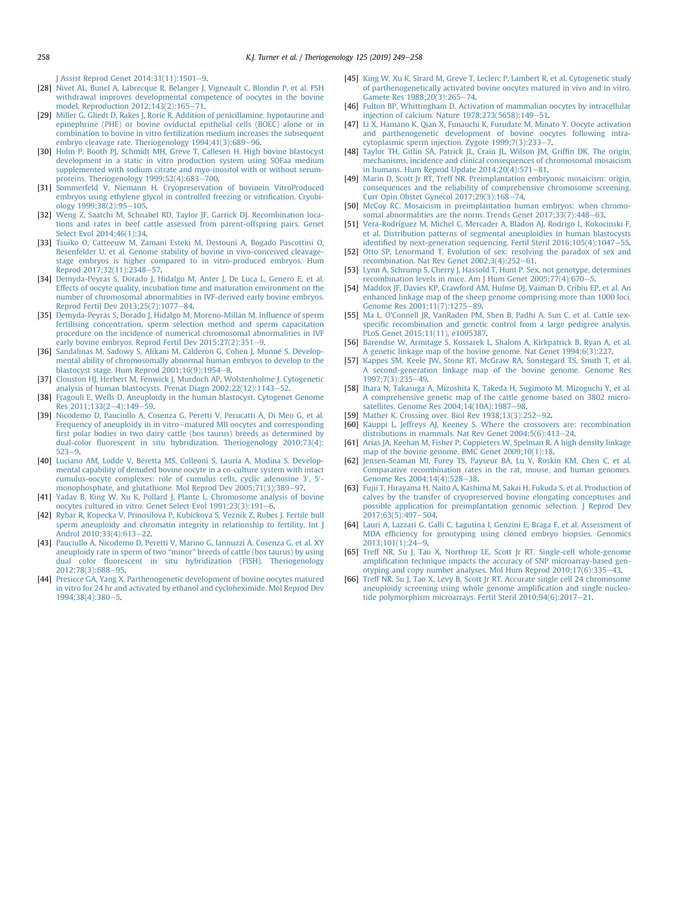J Assist Reprod Genet 2014;31(11):1501–9.

[28] Nivet AL, Bunel A, Labrecque R, Belanger J, Vigneault C, Blondin P, et al. FSH withdrawal improves developmental competence of oocytes in the bovine model. Reproduction 2012;143(2):165–71.

[29] Miller G, Gliedt D, Rakes J, Rorie R. Addition of penicillamine, hypotaurine and epinephrine (PHE) or bovine oviductal epithelial cells (BOEC) alone or in combination to bovine in vitro fertilization medium increases the subsequent embryo cleavage rate. Theriogenology 1994;41(3):689–96.

[30] Holm P, Booth PJ, Schmidt MH, Greve T, Callesen H. High bovine blastocyst development in a static in vitro production system using SOFaa medium supplemented with sodium citrate and myo-inositol with or without serum-proteins. Theriogenology 1999;52(4):683–700.

[31] Sommerfeld V, Niemann H. Cryopreservation of bovinein VitroProduced embryos using ethylene glycol in controlled freezing or vitrification. Cryobiology 1999;38(2):95–105.

[32] Weng Z, Saatchi M, Schnabel RD, Taylor JF, Garrick DJ. Recombination locations and rates in beef cattle assessed from parent-offspring pairs. Genet Select Evol 2014;46(1):34.

[33] Tšuiko O, Catteeuw M, Zamani Esteki M, Destouni A, Bogado Pascottini O, Besenfelder U, et al. Genome stability of bovine in vivo-conceived cleavage-stage embryos is higher compared to in vitro-produced embryos. Hum Reprod 2017;32(11):2348–57.

[34] Demyda-Peyrás S, Dorado J, Hidalgo M, Anter J, De Luca L, Genero E, et al. Effects of oocyte quality, incubation time and maturation environment on the number of chromosomal abnormalities in IVF-derived early bovine embryos. Reprod Fertil Dev 2013;25(7):1077–84.

[35] Demyda-Peyrás S, Dorado J, Hidalgo M, Moreno-Millán M. Influence of sperm fertilising concentration, sperm selection method and sperm capacitation procedure on the incidence of numerical chromosomal abnormalities in IVF early bovine embryos. Reprod Fertil Dev 2015;27(2):351–9.

[36] Sandalinas M, Sadowy S, Alikani M, Calderon G, Cohen J, Munné S. Developmental ability of chromosomally abnormal human embryos to develop to the blastocyst stage. Hum Reprod 2001;16(9):1954–8.

[37] Clouston HJ, Herbert M, Fenwick J, Murdoch AP, Wolstenholme J. Cytogenetic analysis of human blastocysts. Prenat Diagn 2002;22(12):1143–52.

[38] Fragouli E, Wells D. Aneuploidy in the human blastocyst. Cytogenet Genome Res 2011;133(2–4):149–59.

[39] Nicodemo D, Pauciullo A, Cosenza G, Peretti V, Perucatti A, Di Meo G, et al. Frequency of aneuploidy in in vitro–matured MII oocytes and corresponding first polar bodies in two dairy cattle (bos taurus) breeds as determined by dual-color fluorescent in situ hybridization. Theriogenology 2010;73(4):523–9.

[40] Luciano AM, Lodde V, Beretta MS, Colleoni S, Lauria A, Modina S. Developmental capability of denuded bovine oocyte in a co-culture system with intact cumulus-oocyte complexes: role of cumulus cells, cyclic adenosine 3′, 5′-monophosphate, and glutathione. Mol Reprod Dev 2005;71(3):389–97.

[41] Yadav B, King W, Xu K, Pollard J, Plante L. Chromosome analysis of bovine oocytes cultured in vitro. Genet Select Evol 1991;23(3):191–6.

[42] Rybar R, Kopecka V, Prinosilova P, Kubickova S, Veznik Z, Rubes J. Fertile bull sperm aneuploidy and chromatin integrity in relationship to fertility. Int J Androl 2010;33(4):613–22.

[43] Pauciullo A, Nicodemo D, Peretti V, Marino G, Iannuzzi A, Cosenza G, et al. XY aneuploidy rate in sperm of two "minor" breeds of cattle (bos taurus) by using dual color fluorescent in situ hybridization (FISH). Theriogenology 2012;78(3):688–95.

[44] Presicce GA, Yang X. Parthenogenetic development of bovine oocytes matured in vitro for 24 hr and activated by ethanol and cycloheximide. Mol Reprod Dev 1994;38(4):380–5.

[45] King W, Xu K, Sirard M, Greve T, Leclerc P, Lambert R, et al. Cytogenetic study of parthenogenetically activated bovine oocytes matured in vivo and in vitro. Gamete Res 1988;20(3):265–74.

[46] Fulton BP, Whittingham D. Activation of mammalian oocytes by intracellular injection of calcium. Nature 1978;273(5658):149–51.

[47] Li X, Hamano K, Qian X, Funauchi K, Furudate M, Minato Y. Oocyte activation and parthenogenetic development of bovine oocytes following intra-cytoplasmic sperm injection. Zygote 1999;7(3):233–7.

[48] Taylor TH, Gitlin SA, Patrick JL, Crain JL, Wilson JM, Griffin DK. The origin, mechanisms, incidence and clinical consequences of chromosomal mosaicism in humans. Hum Reprod Update 2014;20(4):571–81.

[49] Marin D, Scott Jr RT, Treff NR. Preimplantation embryonic mosaicism: origin, consequences and the reliability of comprehensive chromosome screening. Curr Opin Obstet Gynecol 2017;29(3):168–74.

[50] McCoy RC. Mosaicism in preimplantation human embryos: when chromosomal abnormalities are the norm. Trends Genet 2017;33(7):448–63.

[51] Vera-Rodríguez M, Michel C, Mercader A, Bladon AJ, Rodrigo L, Kokocinski F, et al. Distribution patterns of segmental aneuploidies in human blastocysts identified by next-generation sequencing. Fertil Steril 2016;105(4):1047–55.

[52] Otto SP, Lenormand T. Evolution of sex: resolving the paradox of sex and recombination. Nat Rev Genet 2002;3(4):252–61.

[53] Lynn A, Schrump S, Cherry J, Hassold T, Hunt P. Sex, not genotype, determines recombination levels in mice. Am J Hum Genet 2005;77(4):670–5.

[54] Maddox JF, Davies KP, Crawford AM, Hulme DJ, Vaiman D, Cribiu EP, et al. An enhanced linkage map of the sheep genome comprising more than 1000 loci. Genome Res 2001;11(7):1275–89.

[55] Ma L, O'Connell JR, VanRaden PM, Shen B, Padhi A, Sun C, et al. Cattle sex-specific recombination and genetic control from a large pedigree analysis. PLoS Genet 2015;11(11), e1005387.

[56] Barendse W, Armitage S, Kossarek L, Shalom A, Kirkpatrick B, Ryan A, et al. A genetic linkage map of the bovine genome. Nat Genet 1994;6(3):227.

[57] Kappes SM, Keele JW, Stone RT, McGraw RA, Sonstegard TS, Smith T, et al. A second-generation linkage map of the bovine genome. Genome Res 1997;7(3):235–49.

[58] Ihara N, Takasuga A, Mizoshita K, Takeda H, Sugimoto M, Mizoguchi Y, et al. A comprehensive genetic map of the cattle genome based on 3802 microsatellites. Genome Res 2004;14(10A):1987–98.

[59] Mather K. Crossing over. Biol Rev 1938;13(3):252–92.

[60] Kauppi L, Jeffreys AJ, Keeney S. Where the crossovers are: recombination distributions in mammals. Nat Rev Genet 2004;5(6):413–24.

[61] Arias JA, Keehan M, Fisher P, Coppieters W, Spelman R. A high density linkage map of the bovine genome. BMC Genet 2009;10(1):18.

[62] Jensen-Seaman MI, Furey TS, Payseur BA, Lu Y, Roskin KM, Chen C, et al. Comparative recombination rates in the rat, mouse, and human genomes. Genome Res 2004;14(4):528–38.

[63] Fujii T, Hirayama H, Naito A, Kashima M, Sakai H, Fukuda S, et al. Production of calves by the transfer of cryopreserved bovine elongating conceptuses and possible application for preimplantation genomic selection. J Reprod Dev 2017;63(5):497–504.

[64] Lauri A, Lazzari G, Galli C, Lagutina I, Genzini E, Braga F, et al. Assessment of MDA efficiency for genotyping using cloned embryo biopsies. Genomics 2013;101(1):24–9.

[65] Treff NR, Su J, Tao X, Northrop LE, Scott Jr RT. Single-cell whole-genome amplification technique impacts the accuracy of SNP microarray-based genotyping and copy number analyses. Mol Hum Reprod 2010;17(6):335–43.

[66] Treff NR, Su J, Tao X, Levy B, Scott Jr RT. Accurate single cell 24 chromosome aneuploidy screening using whole genome amplification and single nucleotide polymorphism microarrays. Fertil Steril 2010;94(6):2017–21.